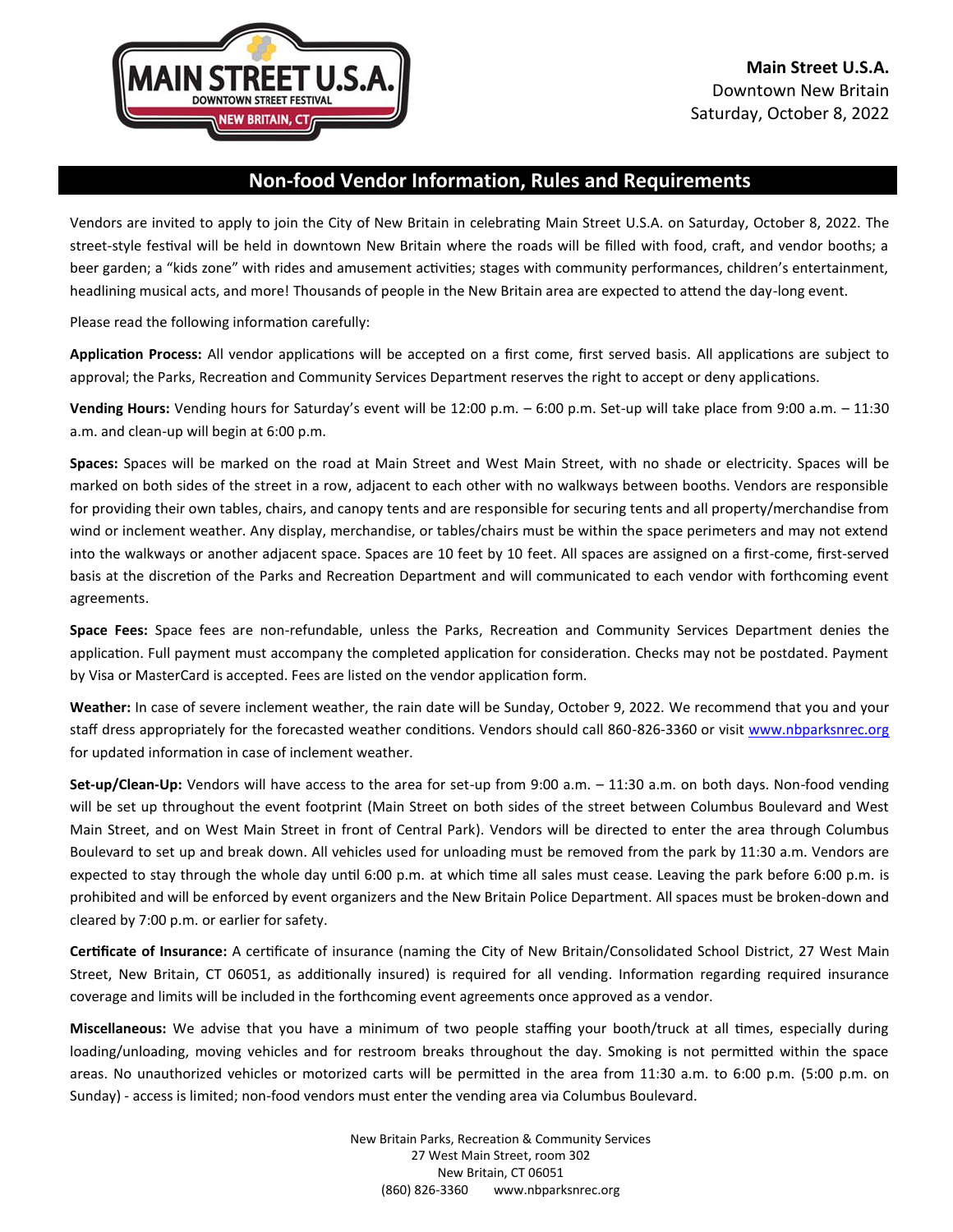**Main Street U.S.A.**
Downtown New Britain
Saturday, October 8, 2022

## Non-food Vendor Information, Rules and Requirements

Vendors are invited to apply to join the City of New Britain in celebrating Main Street U.S.A. on Saturday, October 8, 2022. The street-style festival will be held in downtown New Britain where the roads will be filled with food, craft, and vendor booths; a beer garden; a "kids zone" with rides and amusement activities; stages with community performances, children's entertainment, headlining musical acts, and more! Thousands of people in the New Britain area are expected to attend the day-long event.

Please read the following information carefully:

**Application Process:** All vendor applications will be accepted on a first come, first served basis. All applications are subject to approval; the Parks, Recreation and Community Services Department reserves the right to accept or deny applications.

**Vending Hours:** Vending hours for Saturday's event will be 12:00 p.m. – 6:00 p.m. Set-up will take place from 9:00 a.m. – 11:30 a.m. and clean-up will begin at 6:00 p.m.

**Spaces:** Spaces will be marked on the road at Main Street and West Main Street, with no shade or electricity. Spaces will be marked on both sides of the street in a row, adjacent to each other with no walkways between booths. Vendors are responsible for providing their own tables, chairs, and canopy tents and are responsible for securing tents and all property/merchandise from wind or inclement weather. Any display, merchandise, or tables/chairs must be within the space perimeters and may not extend into the walkways or another adjacent space. Spaces are 10 feet by 10 feet. All spaces are assigned on a first-come, first-served basis at the discretion of the Parks and Recreation Department and will communicated to each vendor with forthcoming event agreements.

**Space Fees:** Space fees are non-refundable, unless the Parks, Recreation and Community Services Department denies the application. Full payment must accompany the completed application for consideration. Checks may not be postdated. Payment by Visa or MasterCard is accepted. Fees are listed on the vendor application form.

**Weather:** In case of severe inclement weather, the rain date will be Sunday, October 9, 2022. We recommend that you and your staff dress appropriately for the forecasted weather conditions. Vendors should call 860-826-3360 or visit www.nbparksnrec.org for updated information in case of inclement weather.

**Set-up/Clean-Up:** Vendors will have access to the area for set-up from 9:00 a.m. – 11:30 a.m. on both days. Non-food vending will be set up throughout the event footprint (Main Street on both sides of the street between Columbus Boulevard and West Main Street, and on West Main Street in front of Central Park). Vendors will be directed to enter the area through Columbus Boulevard to set up and break down. All vehicles used for unloading must be removed from the park by 11:30 a.m. Vendors are expected to stay through the whole day until 6:00 p.m. at which time all sales must cease. Leaving the park before 6:00 p.m. is prohibited and will be enforced by event organizers and the New Britain Police Department. All spaces must be broken-down and cleared by 7:00 p.m. or earlier for safety.

**Certificate of Insurance:** A certificate of insurance (naming the City of New Britain/Consolidated School District, 27 West Main Street, New Britain, CT 06051, as additionally insured) is required for all vending. Information regarding required insurance coverage and limits will be included in the forthcoming event agreements once approved as a vendor.

**Miscellaneous:** We advise that you have a minimum of two people staffing your booth/truck at all times, especially during loading/unloading, moving vehicles and for restroom breaks throughout the day. Smoking is not permitted within the space areas. No unauthorized vehicles or motorized carts will be permitted in the area from 11:30 a.m. to 6:00 p.m. (5:00 p.m. on Sunday) - access is limited; non-food vendors must enter the vending area via Columbus Boulevard.

New Britain Parks, Recreation & Community Services
27 West Main Street, room 302
New Britain, CT 06051
(860) 826-3360 www.nbparksnrec.org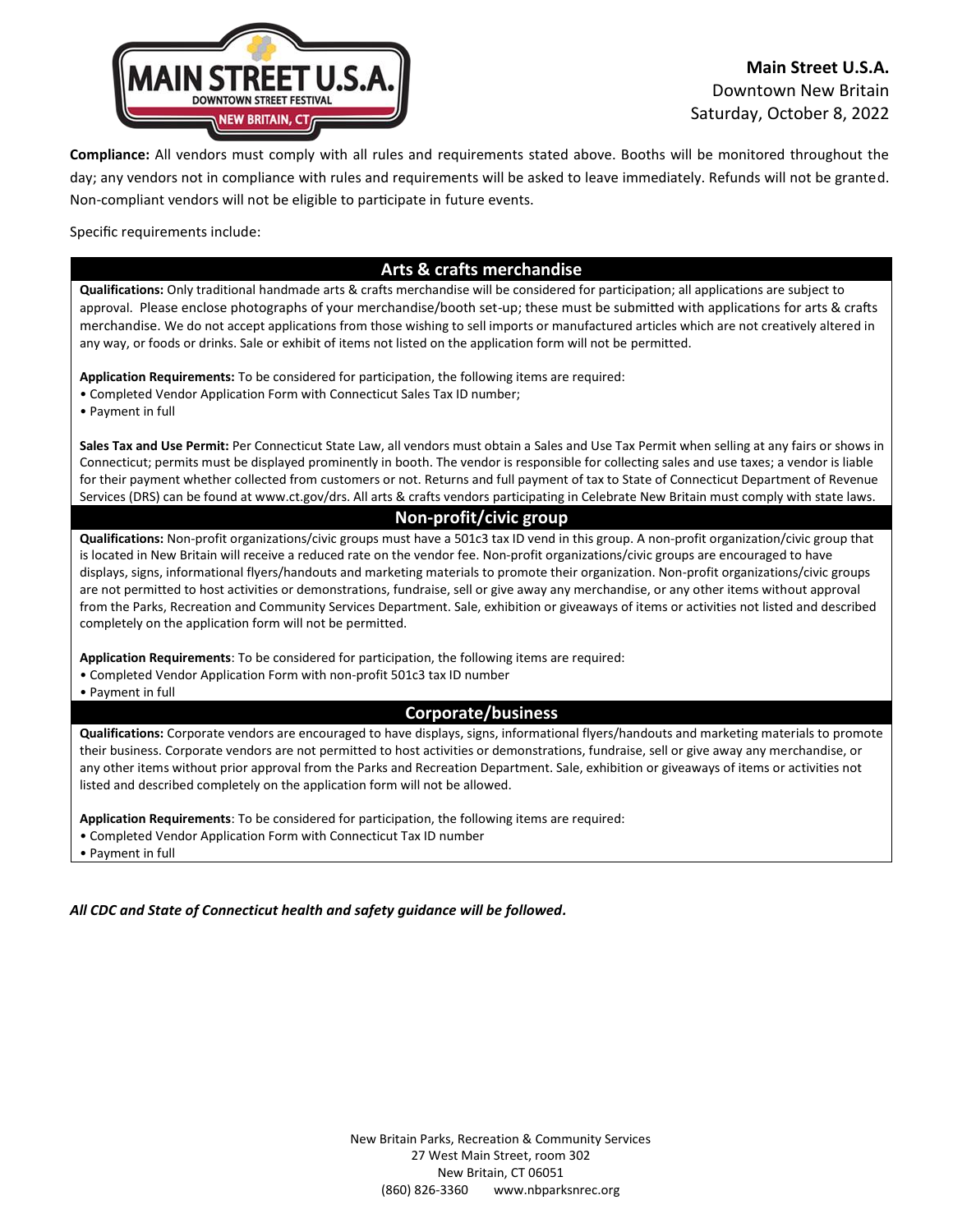**Main Street U.S.A.**
Downtown New Britain
Saturday, October 8, 2022

**Compliance:** All vendors must comply with all rules and requirements stated above. Booths will be monitored throughout the day; any vendors not in compliance with rules and requirements will be asked to leave immediately. Refunds will not be granted. Non-compliant vendors will not be eligible to participate in future events.

Specific requirements include:

## Arts & crafts merchandise

**Qualifications:** Only traditional handmade arts & crafts merchandise will be considered for participation; all applications are subject to approval. Please enclose photographs of your merchandise/booth set-up; these must be submitted with applications for arts & crafts merchandise. We do not accept applications from those wishing to sell imports or manufactured articles which are not creatively altered in any way, or foods or drinks. Sale or exhibit of items not listed on the application form will not be permitted.

**Application Requirements:** To be considered for participation, the following items are required:

- Completed Vendor Application Form with Connecticut Sales Tax ID number;
- Payment in full

**Sales Tax and Use Permit:** Per Connecticut State Law, all vendors must obtain a Sales and Use Tax Permit when selling at any fairs or shows in Connecticut; permits must be displayed prominently in booth. The vendor is responsible for collecting sales and use taxes; a vendor is liable for their payment whether collected from customers or not. Returns and full payment of tax to State of Connecticut Department of Revenue Services (DRS) can be found at www.ct.gov/drs. All arts & crafts vendors participating in Celebrate New Britain must comply with state laws.

## Non-profit/civic group

**Qualifications:** Non-profit organizations/civic groups must have a 501c3 tax ID vend in this group. A non-profit organization/civic group that is located in New Britain will receive a reduced rate on the vendor fee. Non-profit organizations/civic groups are encouraged to have displays, signs, informational flyers/handouts and marketing materials to promote their organization. Non-profit organizations/civic groups are not permitted to host activities or demonstrations, fundraise, sell or give away any merchandise, or any other items without approval from the Parks, Recreation and Community Services Department. Sale, exhibition or giveaways of items or activities not listed and described completely on the application form will not be permitted.

**Application Requirements**: To be considered for participation, the following items are required:

- Completed Vendor Application Form with non-profit 501c3 tax ID number
- Payment in full

## Corporate/business

**Qualifications:** Corporate vendors are encouraged to have displays, signs, informational flyers/handouts and marketing materials to promote their business. Corporate vendors are not permitted to host activities or demonstrations, fundraise, sell or give away any merchandise, or any other items without prior approval from the Parks and Recreation Department. Sale, exhibition or giveaways of items or activities not listed and described completely on the application form will not be allowed.

**Application Requirements**: To be considered for participation, the following items are required:

- Completed Vendor Application Form with Connecticut Tax ID number
- Payment in full

***All CDC and State of Connecticut health and safety guidance will be followed.***

New Britain Parks, Recreation & Community Services
27 West Main Street, room 302
New Britain, CT 06051
(860) 826-3360 www.nbparksnrec.org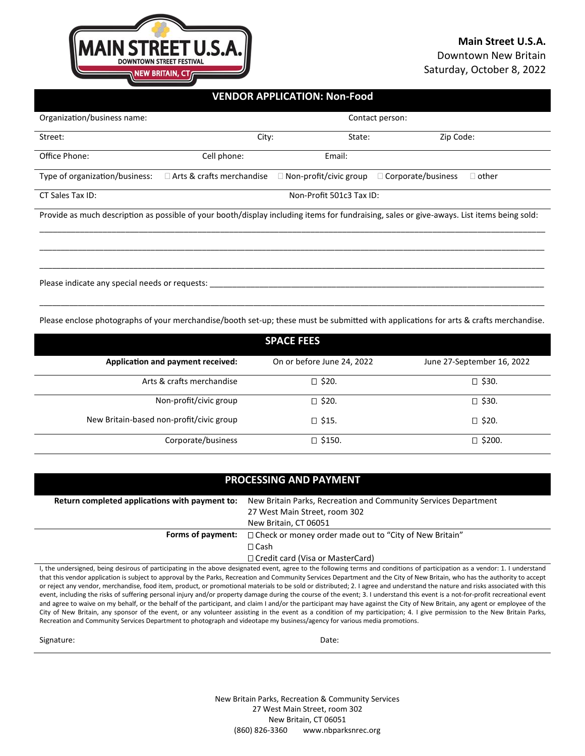**Main Street U.S.A.**
Downtown New Britain
Saturday, October 8, 2022

## VENDOR APPLICATION: Non-Food

Organization/business name: Contact person:

Street: City: State: Zip Code:

Office Phone: Cell phone: Email:

Type of organization/business: ☐ Arts & crafts merchandise ☐ Non-profit/civic group ☐ Corporate/business ☐ other

CT Sales Tax ID: Non-Profit 501c3 Tax ID:

Provide as much description as possible of your booth/display including items for fundraising, sales or give-aways. List items being sold:

______________________________________________________________________

______________________________________________________________________

______________________________________________________________________

Please indicate any special needs or requests: ______________________________________________

______________________________________________________________________

Please enclose photographs of your merchandise/booth set-up; these must be submitted with applications for arts & crafts merchandise.

## SPACE FEES

| **Application and payment received:** | On or before June 24, 2022 | June 27-September 16, 2022 |
|---|---|---|
| Arts & crafts merchandise | ☐ $20. | ☐ $30. |
| Non-profit/civic group | ☐ $20. | ☐ $30. |
| New Britain-based non-profit/civic group | ☐ $15. | ☐ $20. |
| Corporate/business | ☐ $150. | ☐ $200. |

## PROCESSING AND PAYMENT

| | |
|---|---|
| **Return completed applications with payment to:** | New Britain Parks, Recreation and Community Services Department<br>27 West Main Street, room 302<br>New Britain, CT 06051 |
| **Forms of payment:** | ☐ Check or money order made out to "City of New Britain"<br>☐ Cash<br>☐ Credit card (Visa or MasterCard) |

I, the undersigned, being desirous of participating in the above designated event, agree to the following terms and conditions of participation as a vendor: 1. I understand that this vendor application is subject to approval by the Parks, Recreation and Community Services Department and the City of New Britain, who has the authority to accept or reject any vendor, merchandise, food item, product, or promotional materials to be sold or distributed; 2. I agree and understand the nature and risks associated with this event, including the risks of suffering personal injury and/or property damage during the course of the event; 3. I understand this event is a not-for-profit recreational event and agree to waive on my behalf, or the behalf of the participant, and claim I and/or the participant may have against the City of New Britain, any agent or employee of the City of New Britain, any sponsor of the event, or any volunteer assisting in the event as a condition of my participation; 4. I give permission to the New Britain Parks, Recreation and Community Services Department to photograph and videotape my business/agency for various media promotions.

Signature: Date:

New Britain Parks, Recreation & Community Services
27 West Main Street, room 302
New Britain, CT 06051
(860) 826-3360 www.nbparksnrec.org